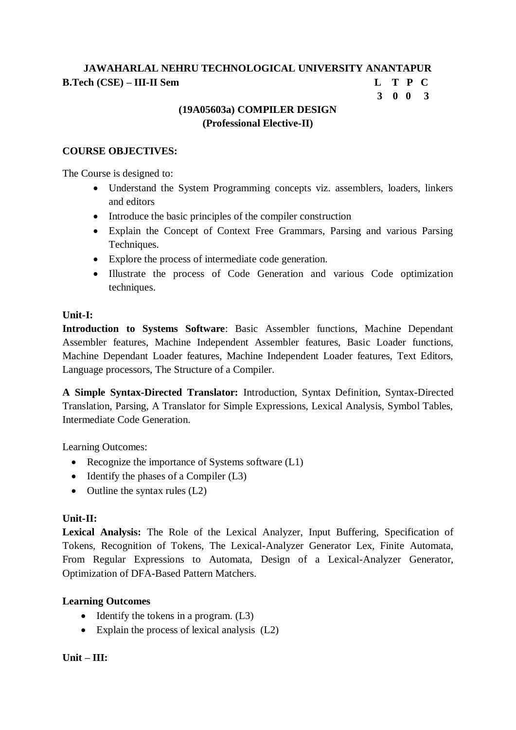**JAWAHARLAL NEHRU TECHNOLOGICAL UNIVERSITY ANANTAPUR**

**B.Tech (CSE) – III-II Sem**

| L | T | P | C |
|---|---|---|---|
| 3 | 0 | 0 | 3 |

## (19A05603a) COMPILER DESIGN
### (Professional Elective-II)

**COURSE OBJECTIVES:**

The Course is designed to:

- Understand the System Programming concepts viz. assemblers, loaders, linkers and editors
- Introduce the basic principles of the compiler construction
- Explain the Concept of Context Free Grammars, Parsing and various Parsing Techniques.
- Explore the process of intermediate code generation.
- Illustrate the process of Code Generation and various Code optimization techniques.

**Unit-I:**

**Introduction to Systems Software**: Basic Assembler functions, Machine Dependant Assembler features, Machine Independent Assembler features, Basic Loader functions, Machine Dependant Loader features, Machine Independent Loader features, Text Editors, Language processors, The Structure of a Compiler.

**A Simple Syntax-Directed Translator:** Introduction, Syntax Definition, Syntax-Directed Translation, Parsing, A Translator for Simple Expressions, Lexical Analysis, Symbol Tables, Intermediate Code Generation.

Learning Outcomes:

- Recognize the importance of Systems software (L1)
- Identify the phases of a Compiler (L3)
- Outline the syntax rules (L2)

**Unit-II:**

**Lexical Analysis:** The Role of the Lexical Analyzer, Input Buffering, Specification of Tokens, Recognition of Tokens, The Lexical-Analyzer Generator Lex, Finite Automata, From Regular Expressions to Automata, Design of a Lexical-Analyzer Generator, Optimization of DFA-Based Pattern Matchers.

**Learning Outcomes**

- Identify the tokens in a program. (L3)
- Explain the process of lexical analysis (L2)

**Unit – III:**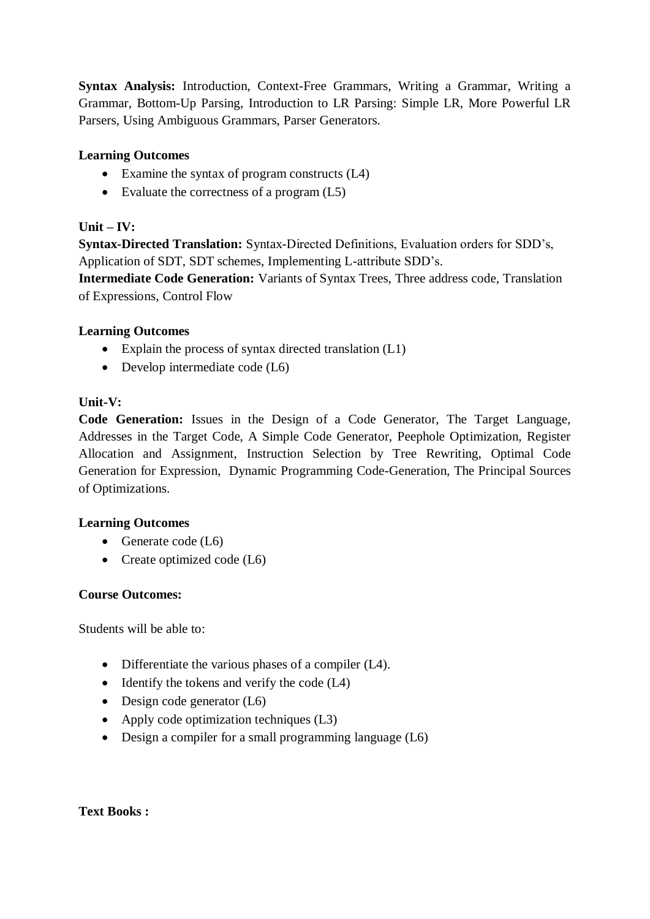**Syntax Analysis:** Introduction, Context-Free Grammars, Writing a Grammar, Writing a Grammar, Bottom-Up Parsing, Introduction to LR Parsing: Simple LR, More Powerful LR Parsers, Using Ambiguous Grammars, Parser Generators.

**Learning Outcomes**

- Examine the syntax of program constructs (L4)
- Evaluate the correctness of a program (L5)

**Unit – IV:**

**Syntax-Directed Translation:** Syntax-Directed Definitions, Evaluation orders for SDD's, Application of SDT, SDT schemes, Implementing L-attribute SDD's.

**Intermediate Code Generation:** Variants of Syntax Trees, Three address code, Translation of Expressions, Control Flow

**Learning Outcomes**

- Explain the process of syntax directed translation (L1)
- Develop intermediate code (L6)

**Unit-V:**

**Code Generation:** Issues in the Design of a Code Generator, The Target Language, Addresses in the Target Code, A Simple Code Generator, Peephole Optimization, Register Allocation and Assignment, Instruction Selection by Tree Rewriting, Optimal Code Generation for Expression, Dynamic Programming Code-Generation, The Principal Sources of Optimizations.

**Learning Outcomes**

- Generate code (L6)
- Create optimized code (L6)

**Course Outcomes:**

Students will be able to:

- Differentiate the various phases of a compiler (L4).
- Identify the tokens and verify the code (L4)
- Design code generator (L6)
- Apply code optimization techniques (L3)
- Design a compiler for a small programming language (L6)

**Text Books :**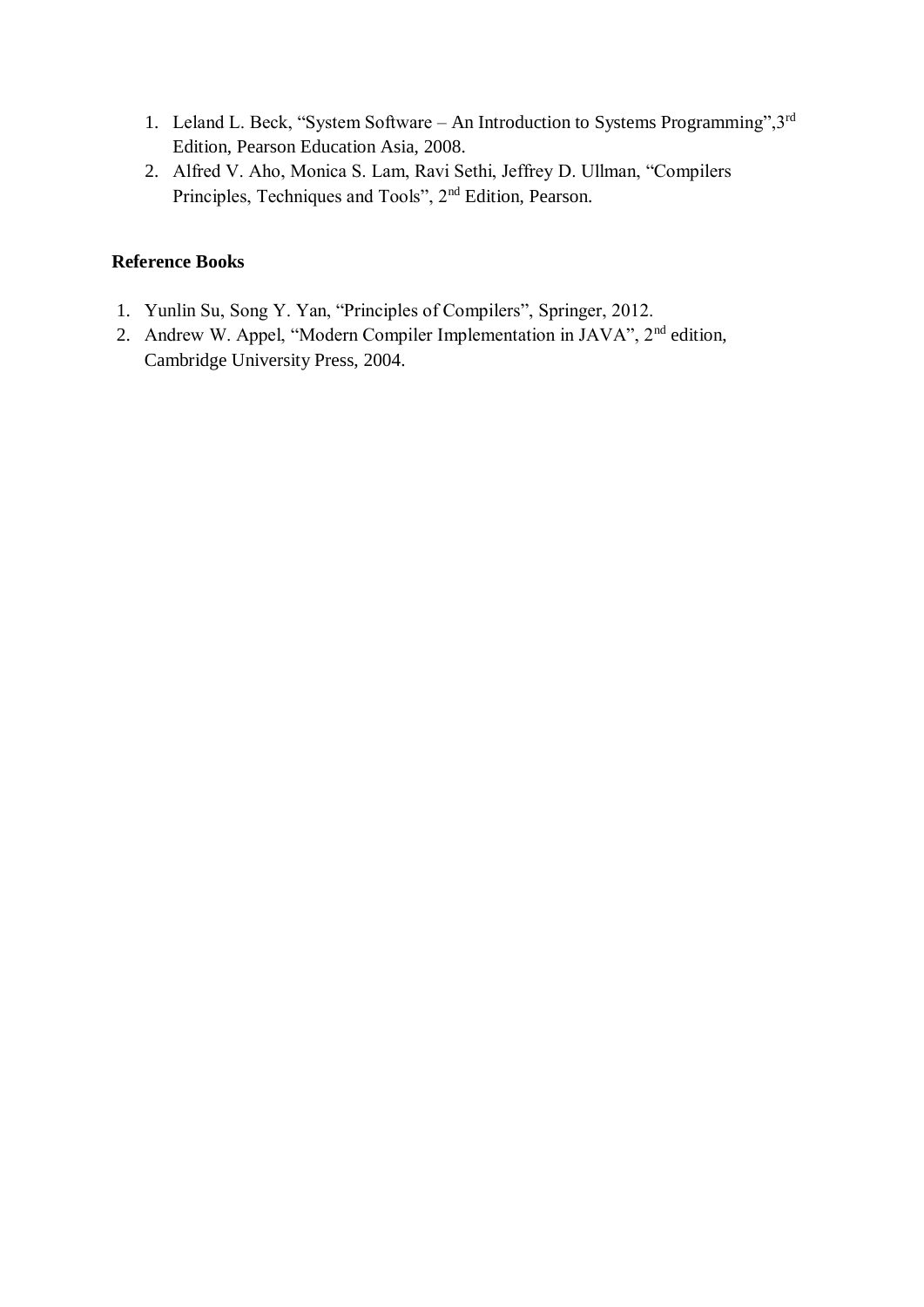1. Leland L. Beck, "System Software – An Introduction to Systems Programming",3rd Edition, Pearson Education Asia, 2008.
2. Alfred V. Aho, Monica S. Lam, Ravi Sethi, Jeffrey D. Ullman, "Compilers Principles, Techniques and Tools", 2nd Edition, Pearson.

**Reference Books**

1. Yunlin Su, Song Y. Yan, "Principles of Compilers", Springer, 2012.
2. Andrew W. Appel, "Modern Compiler Implementation in JAVA", 2nd edition, Cambridge University Press, 2004.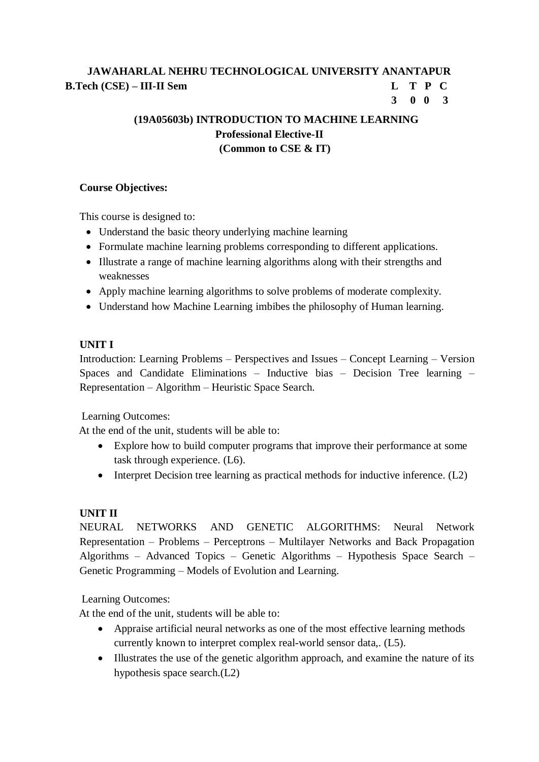**JAWAHARLAL NEHRU TECHNOLOGICAL UNIVERSITY ANANTAPUR**

**B.Tech (CSE) – III-II Sem**

| L | T | P | C |
|---|---|---|---|
| 3 | 0 | 0 | 3 |

## (19A05603b) INTRODUCTION TO MACHINE LEARNING

**Professional Elective-II**

**(Common to CSE & IT)**

**Course Objectives:**

This course is designed to:

- Understand the basic theory underlying machine learning
- Formulate machine learning problems corresponding to different applications.
- Illustrate a range of machine learning algorithms along with their strengths and weaknesses
- Apply machine learning algorithms to solve problems of moderate complexity.
- Understand how Machine Learning imbibes the philosophy of Human learning.

**UNIT I**

Introduction: Learning Problems – Perspectives and Issues – Concept Learning – Version Spaces and Candidate Eliminations – Inductive bias – Decision Tree learning – Representation – Algorithm – Heuristic Space Search.

Learning Outcomes:

At the end of the unit, students will be able to:

- Explore how to build computer programs that improve their performance at some task through experience. (L6).
- Interpret Decision tree learning as practical methods for inductive inference. (L2)

**UNIT II**

NEURAL NETWORKS AND GENETIC ALGORITHMS: Neural Network Representation – Problems – Perceptrons – Multilayer Networks and Back Propagation Algorithms – Advanced Topics – Genetic Algorithms – Hypothesis Space Search – Genetic Programming – Models of Evolution and Learning.

Learning Outcomes:

At the end of the unit, students will be able to:

- Appraise artificial neural networks as one of the most effective learning methods currently known to interpret complex real-world sensor data,. (L5).
- Illustrates the use of the genetic algorithm approach, and examine the nature of its hypothesis space search.(L2)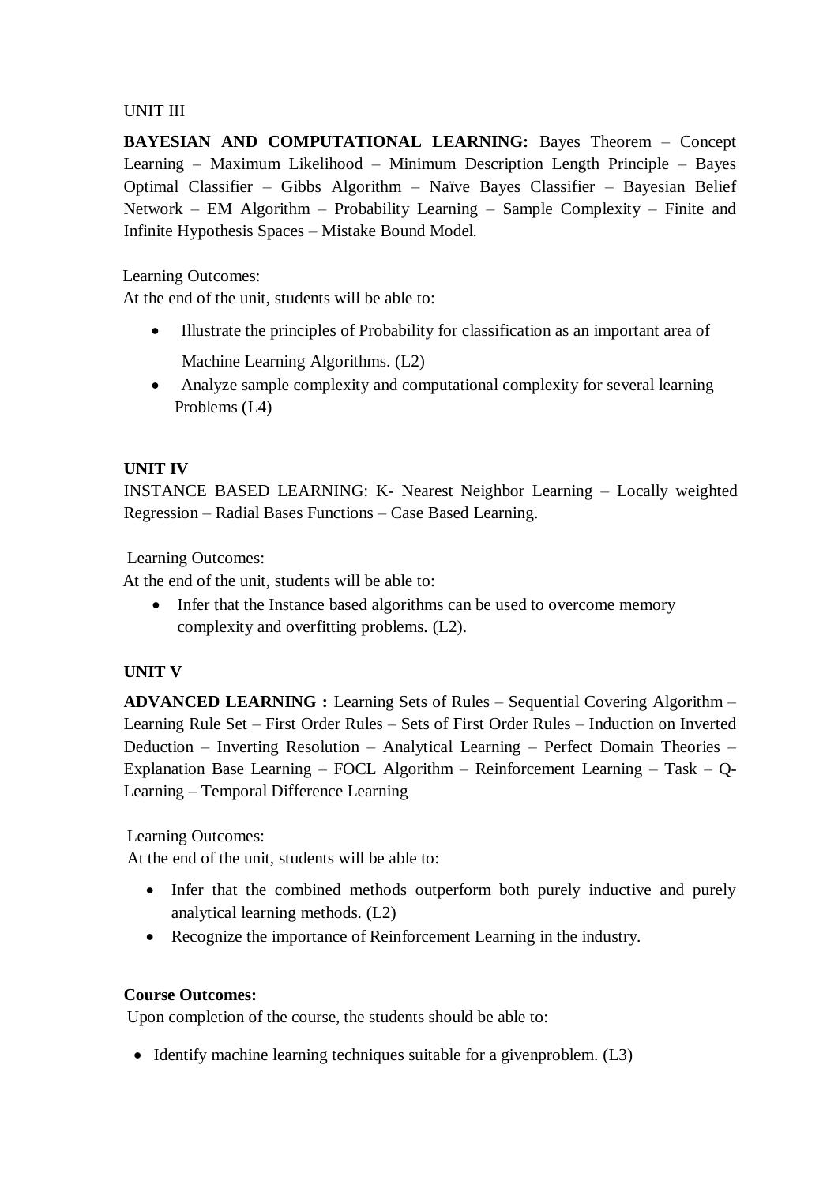UNIT III

**BAYESIAN AND COMPUTATIONAL LEARNING:** Bayes Theorem – Concept Learning – Maximum Likelihood – Minimum Description Length Principle – Bayes Optimal Classifier – Gibbs Algorithm – Naïve Bayes Classifier – Bayesian Belief Network – EM Algorithm – Probability Learning – Sample Complexity – Finite and Infinite Hypothesis Spaces – Mistake Bound Model.

Learning Outcomes:
At the end of the unit, students will be able to:

- Illustrate the principles of Probability for classification as an important area of Machine Learning Algorithms. (L2)
- Analyze sample complexity and computational complexity for several learning Problems (L4)

**UNIT IV**

INSTANCE BASED LEARNING: K- Nearest Neighbor Learning – Locally weighted Regression – Radial Bases Functions – Case Based Learning.

Learning Outcomes:
At the end of the unit, students will be able to:

- Infer that the Instance based algorithms can be used to overcome memory complexity and overfitting problems. (L2).

**UNIT V**

**ADVANCED LEARNING :** Learning Sets of Rules – Sequential Covering Algorithm – Learning Rule Set – First Order Rules – Sets of First Order Rules – Induction on Inverted Deduction – Inverting Resolution – Analytical Learning – Perfect Domain Theories – Explanation Base Learning – FOCL Algorithm – Reinforcement Learning – Task – Q-Learning – Temporal Difference Learning

Learning Outcomes:
At the end of the unit, students will be able to:

- Infer that the combined methods outperform both purely inductive and purely analytical learning methods. (L2)
- Recognize the importance of Reinforcement Learning in the industry.

**Course Outcomes:**
Upon completion of the course, the students should be able to:

- Identify machine learning techniques suitable for a givenproblem. (L3)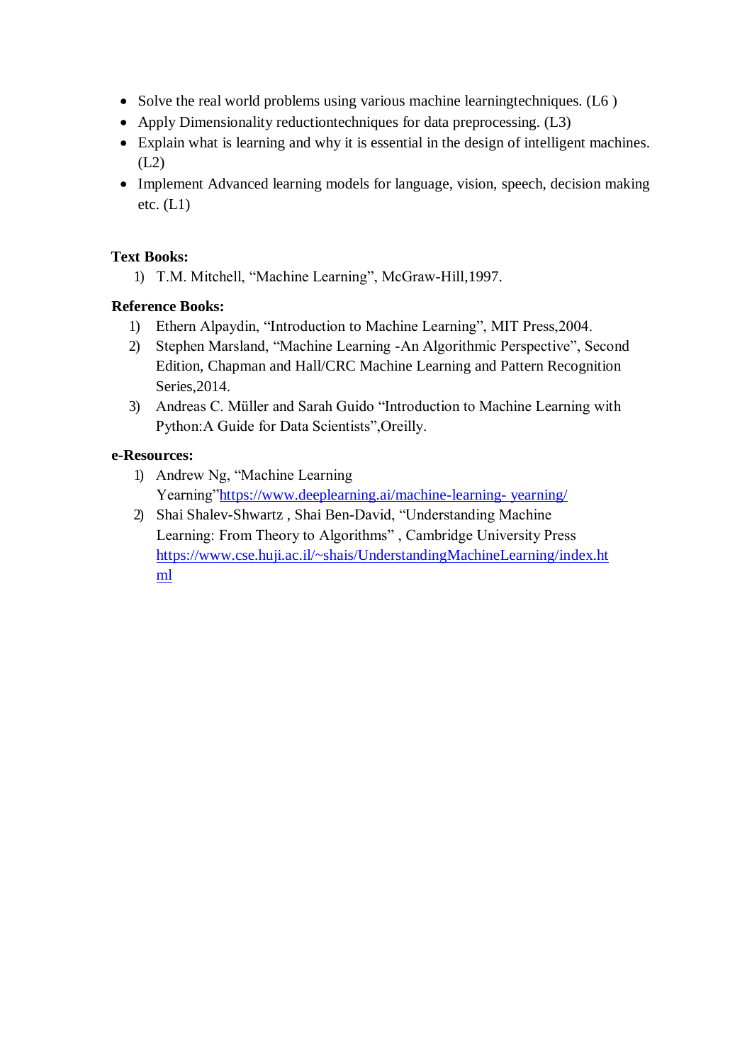- Solve the real world problems using various machine learningtechniques. (L6 )
- Apply Dimensionality reductiontechniques for data preprocessing. (L3)
- Explain what is learning and why it is essential in the design of intelligent machines. (L2)
- Implement Advanced learning models for language, vision, speech, decision making etc. (L1)

**Text Books:**

1) T.M. Mitchell, "Machine Learning", McGraw-Hill,1997.

**Reference Books:**

1) Ethern Alpaydin, "Introduction to Machine Learning", MIT Press,2004.
2) Stephen Marsland, "Machine Learning -An Algorithmic Perspective", Second Edition, Chapman and Hall/CRC Machine Learning and Pattern Recognition Series,2014.
3) Andreas C. Müller and Sarah Guido "Introduction to Machine Learning with Python:A Guide for Data Scientists",Oreilly.

**e-Resources:**

1) Andrew Ng, "Machine Learning Yearning"[https://www.deeplearning.ai/machine-learning- yearning/](https://www.deeplearning.ai/machine-learning-yearning/)
2) Shai Shalev-Shwartz , Shai Ben-David, "Understanding Machine Learning: From Theory to Algorithms" , Cambridge University Press [https://www.cse.huji.ac.il/~shais/UnderstandingMachineLearning/index.html](https://www.cse.huji.ac.il/~shais/UnderstandingMachineLearning/index.html)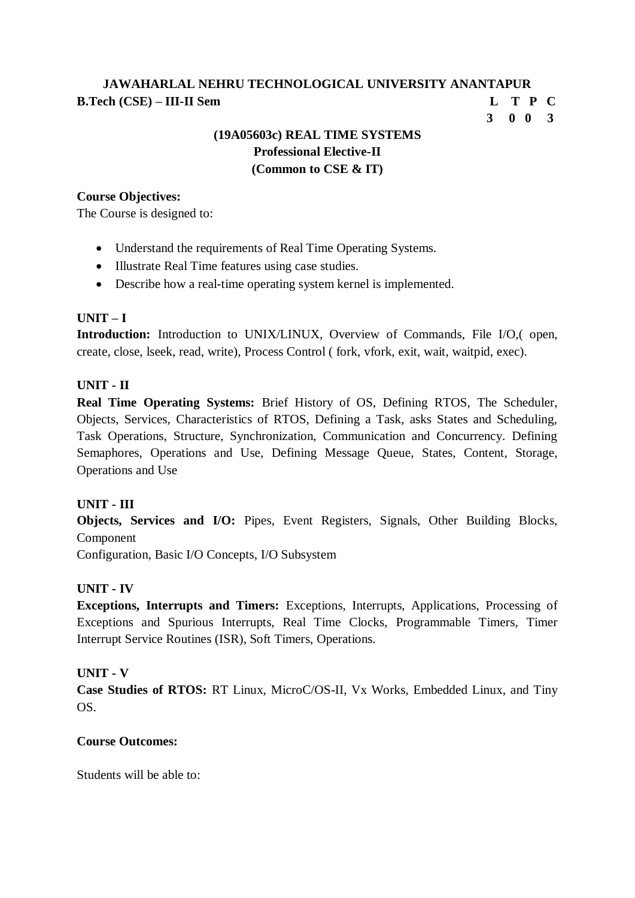**JAWAHARLAL NEHRU TECHNOLOGICAL UNIVERSITY ANANTAPUR**

**B.Tech (CSE) – III-II Sem**

| L | T | P | C |
|---|---|---|---|
| 3 | 0 | 0 | 3 |

## (19A05603c) REAL TIME SYSTEMS

### Professional Elective-II

### (Common to CSE & IT)

**Course Objectives:**

The Course is designed to:

- Understand the requirements of Real Time Operating Systems.
- Illustrate Real Time features using case studies.
- Describe how a real-time operating system kernel is implemented.

**UNIT – I**

**Introduction:** Introduction to UNIX/LINUX, Overview of Commands, File I/O,( open, create, close, lseek, read, write), Process Control ( fork, vfork, exit, wait, waitpid, exec).

**UNIT - II**

**Real Time Operating Systems:** Brief History of OS, Defining RTOS, The Scheduler, Objects, Services, Characteristics of RTOS, Defining a Task, asks States and Scheduling, Task Operations, Structure, Synchronization, Communication and Concurrency. Defining Semaphores, Operations and Use, Defining Message Queue, States, Content, Storage, Operations and Use

**UNIT - III**

**Objects, Services and I/O:** Pipes, Event Registers, Signals, Other Building Blocks, Component

Configuration, Basic I/O Concepts, I/O Subsystem

**UNIT - IV**

**Exceptions, Interrupts and Timers:** Exceptions, Interrupts, Applications, Processing of Exceptions and Spurious Interrupts, Real Time Clocks, Programmable Timers, Timer Interrupt Service Routines (ISR), Soft Timers, Operations.

**UNIT - V**

**Case Studies of RTOS:** RT Linux, MicroC/OS-II, Vx Works, Embedded Linux, and Tiny OS.

**Course Outcomes:**

Students will be able to: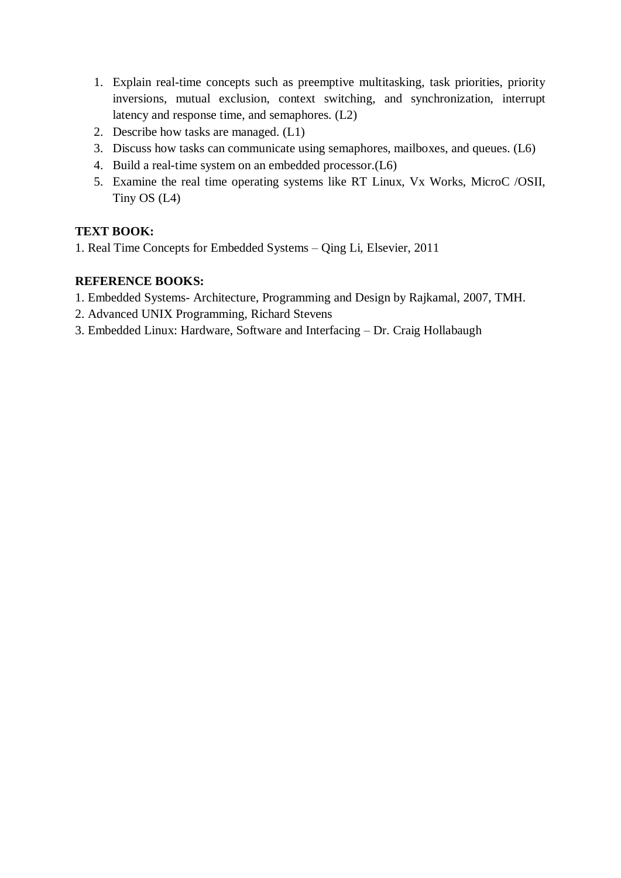1. Explain real-time concepts such as preemptive multitasking, task priorities, priority inversions, mutual exclusion, context switching, and synchronization, interrupt latency and response time, and semaphores. (L2)
2. Describe how tasks are managed. (L1)
3. Discuss how tasks can communicate using semaphores, mailboxes, and queues. (L6)
4. Build a real-time system on an embedded processor.(L6)
5. Examine the real time operating systems like RT Linux, Vx Works, MicroC /OSII, Tiny OS (L4)

**TEXT BOOK:**

1. Real Time Concepts for Embedded Systems – Qing Li, Elsevier, 2011

**REFERENCE BOOKS:**

1. Embedded Systems- Architecture, Programming and Design by Rajkamal, 2007, TMH.
2. Advanced UNIX Programming, Richard Stevens
3. Embedded Linux: Hardware, Software and Interfacing – Dr. Craig Hollabaugh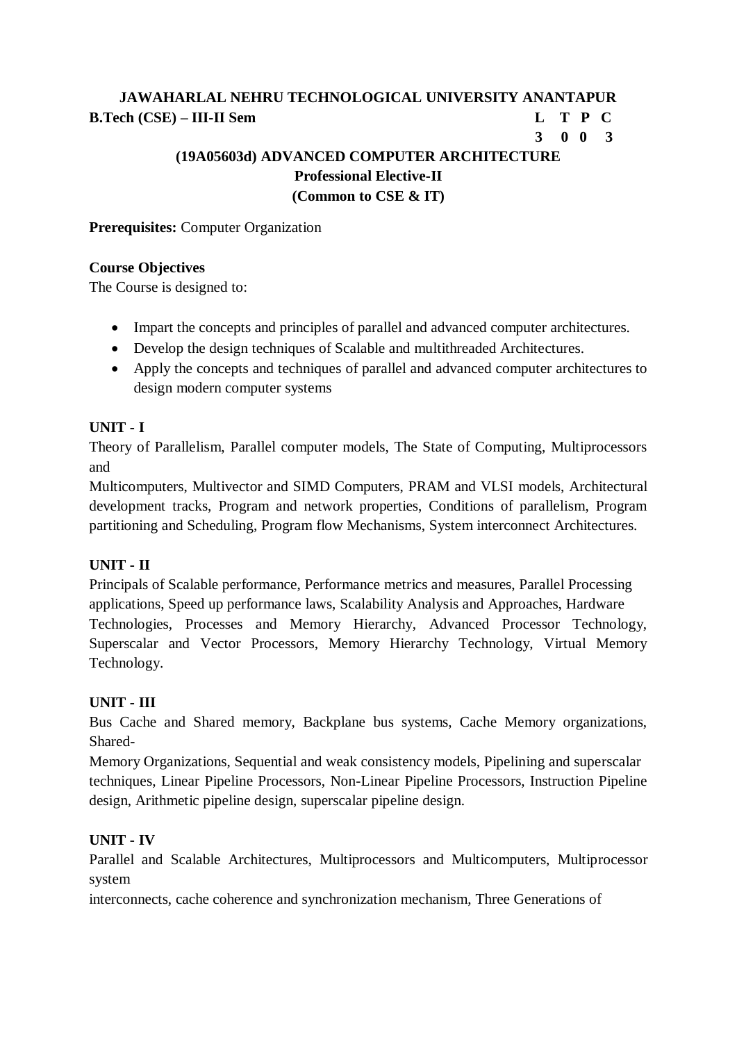**JAWAHARLAL NEHRU TECHNOLOGICAL UNIVERSITY ANANTAPUR**

**B.Tech (CSE) – III-II Sem**

| L | T | P | C |
|---|---|---|---|
| 3 | 0 | 0 | 3 |

## (19A05603d) ADVANCED COMPUTER ARCHITECTURE

### Professional Elective-II

### (Common to CSE & IT)

**Prerequisites:** Computer Organization

**Course Objectives**

The Course is designed to:

- Impart the concepts and principles of parallel and advanced computer architectures.
- Develop the design techniques of Scalable and multithreaded Architectures.
- Apply the concepts and techniques of parallel and advanced computer architectures to design modern computer systems

**UNIT - I**

Theory of Parallelism, Parallel computer models, The State of Computing, Multiprocessors and Multicomputers, Multivector and SIMD Computers, PRAM and VLSI models, Architectural development tracks, Program and network properties, Conditions of parallelism, Program partitioning and Scheduling, Program flow Mechanisms, System interconnect Architectures.

**UNIT - II**

Principals of Scalable performance, Performance metrics and measures, Parallel Processing applications, Speed up performance laws, Scalability Analysis and Approaches, Hardware Technologies, Processes and Memory Hierarchy, Advanced Processor Technology, Superscalar and Vector Processors, Memory Hierarchy Technology, Virtual Memory Technology.

**UNIT - III**

Bus Cache and Shared memory, Backplane bus systems, Cache Memory organizations, Shared-Memory Organizations, Sequential and weak consistency models, Pipelining and superscalar techniques, Linear Pipeline Processors, Non-Linear Pipeline Processors, Instruction Pipeline design, Arithmetic pipeline design, superscalar pipeline design.

**UNIT - IV**

Parallel and Scalable Architectures, Multiprocessors and Multicomputers, Multiprocessor system interconnects, cache coherence and synchronization mechanism, Three Generations of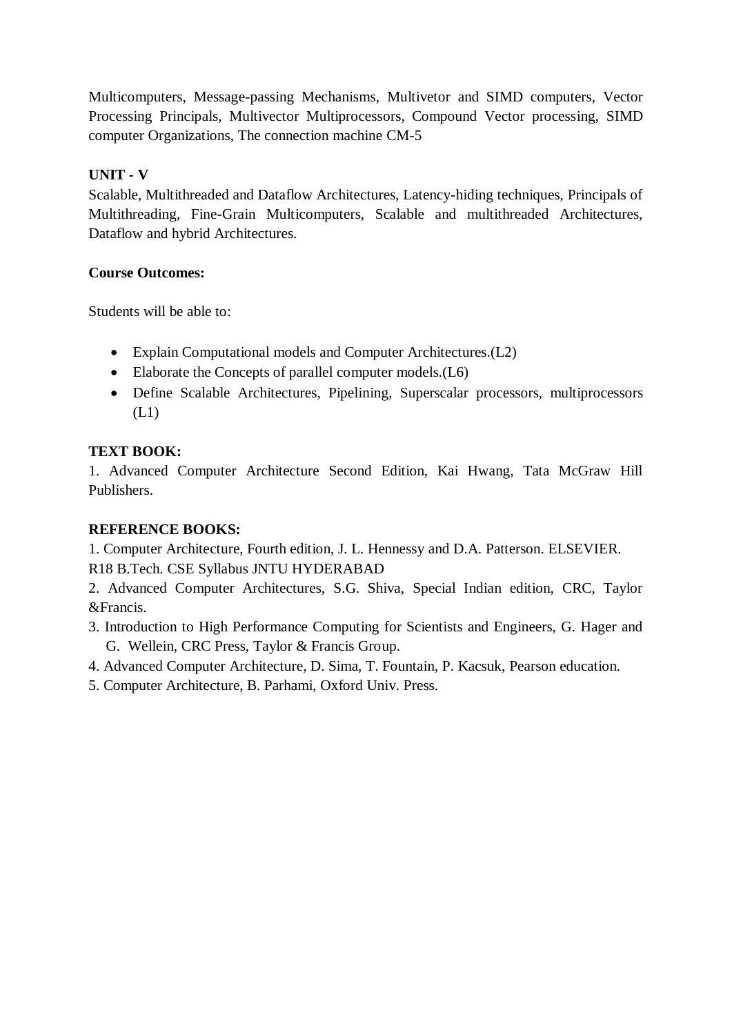Multicomputers, Message-passing Mechanisms, Multivetor and SIMD computers, Vector Processing Principals, Multivector Multiprocessors, Compound Vector processing, SIMD computer Organizations, The connection machine CM-5

**UNIT - V**

Scalable, Multithreaded and Dataflow Architectures, Latency-hiding techniques, Principals of Multithreading, Fine-Grain Multicomputers, Scalable and multithreaded Architectures, Dataflow and hybrid Architectures.

**Course Outcomes:**

Students will be able to:

- Explain Computational models and Computer Architectures.(L2)
- Elaborate the Concepts of parallel computer models.(L6)
- Define Scalable Architectures, Pipelining, Superscalar processors, multiprocessors (L1)

**TEXT BOOK:**

1. Advanced Computer Architecture Second Edition, Kai Hwang, Tata McGraw Hill Publishers.

**REFERENCE BOOKS:**

1. Computer Architecture, Fourth edition, J. L. Hennessy and D.A. Patterson. ELSEVIER.
2. Advanced Computer Architectures, S.G. Shiva, Special Indian edition, CRC, Taylor &Francis.
3. Introduction to High Performance Computing for Scientists and Engineers, G. Hager and G. Wellein, CRC Press, Taylor & Francis Group.
4. Advanced Computer Architecture, D. Sima, T. Fountain, P. Kacsuk, Pearson education.
5. Computer Architecture, B. Parhami, Oxford Univ. Press.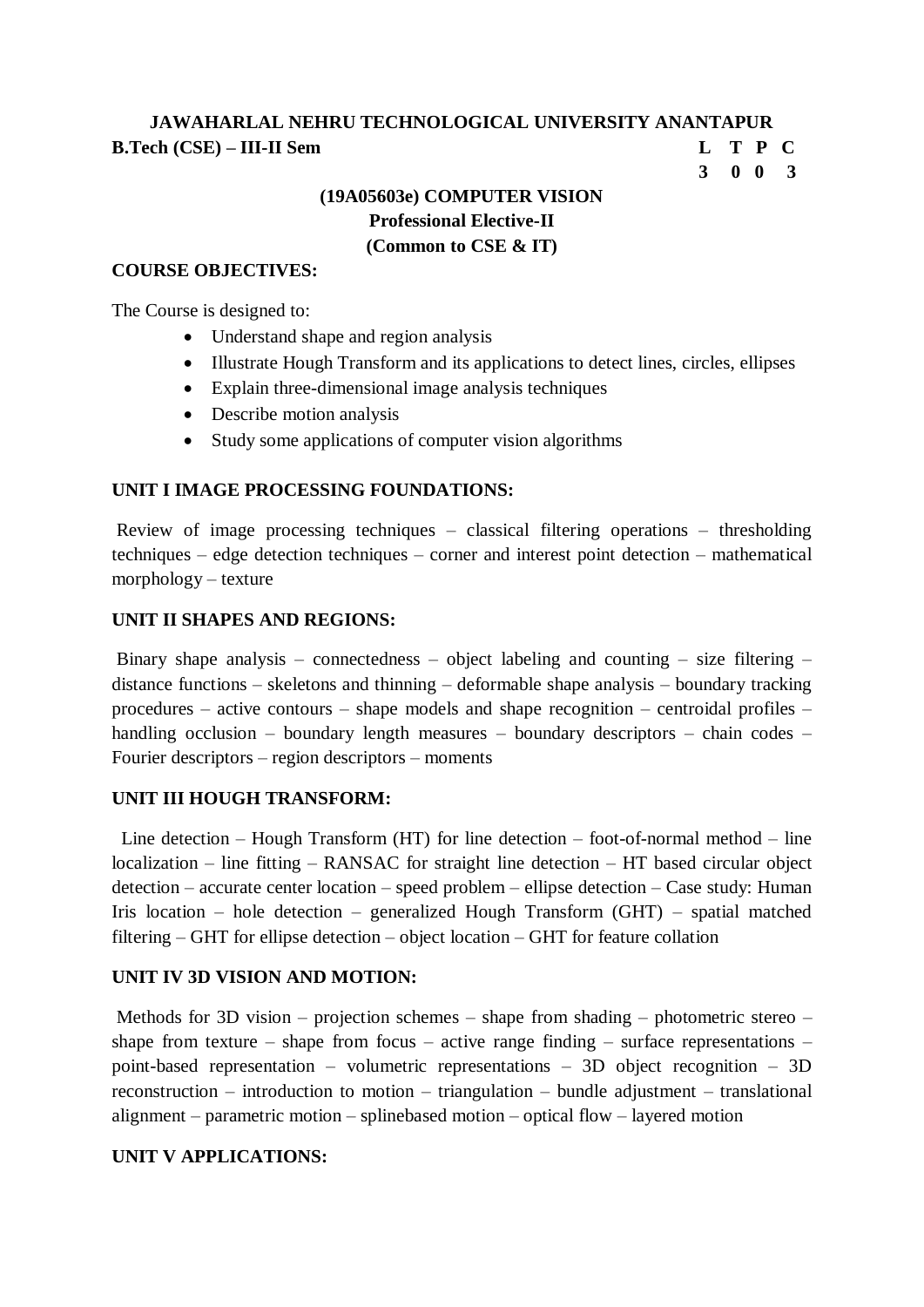**JAWAHARLAL NEHRU TECHNOLOGICAL UNIVERSITY ANANTAPUR**

**B.Tech (CSE) – III-II Sem**

| L | T | P | C |
|---|---|---|---|
| 3 | 0 | 0 | 3 |

## (19A05603e) COMPUTER VISION

### Professional Elective-II

### (Common to CSE & IT)

**COURSE OBJECTIVES:**

The Course is designed to:

- Understand shape and region analysis
- Illustrate Hough Transform and its applications to detect lines, circles, ellipses
- Explain three-dimensional image analysis techniques
- Describe motion analysis
- Study some applications of computer vision algorithms

**UNIT I IMAGE PROCESSING FOUNDATIONS:**

Review of image processing techniques – classical filtering operations – thresholding techniques – edge detection techniques – corner and interest point detection – mathematical morphology – texture

**UNIT II SHAPES AND REGIONS:**

Binary shape analysis – connectedness – object labeling and counting – size filtering – distance functions – skeletons and thinning – deformable shape analysis – boundary tracking procedures – active contours – shape models and shape recognition – centroidal profiles – handling occlusion – boundary length measures – boundary descriptors – chain codes – Fourier descriptors – region descriptors – moments

**UNIT III HOUGH TRANSFORM:**

Line detection – Hough Transform (HT) for line detection – foot-of-normal method – line localization – line fitting – RANSAC for straight line detection – HT based circular object detection – accurate center location – speed problem – ellipse detection – Case study: Human Iris location – hole detection – generalized Hough Transform (GHT) – spatial matched filtering – GHT for ellipse detection – object location – GHT for feature collation

**UNIT IV 3D VISION AND MOTION:**

Methods for 3D vision – projection schemes – shape from shading – photometric stereo – shape from texture – shape from focus – active range finding – surface representations – point-based representation – volumetric representations – 3D object recognition – 3D reconstruction – introduction to motion – triangulation – bundle adjustment – translational alignment – parametric motion – splinebased motion – optical flow – layered motion

**UNIT V APPLICATIONS:**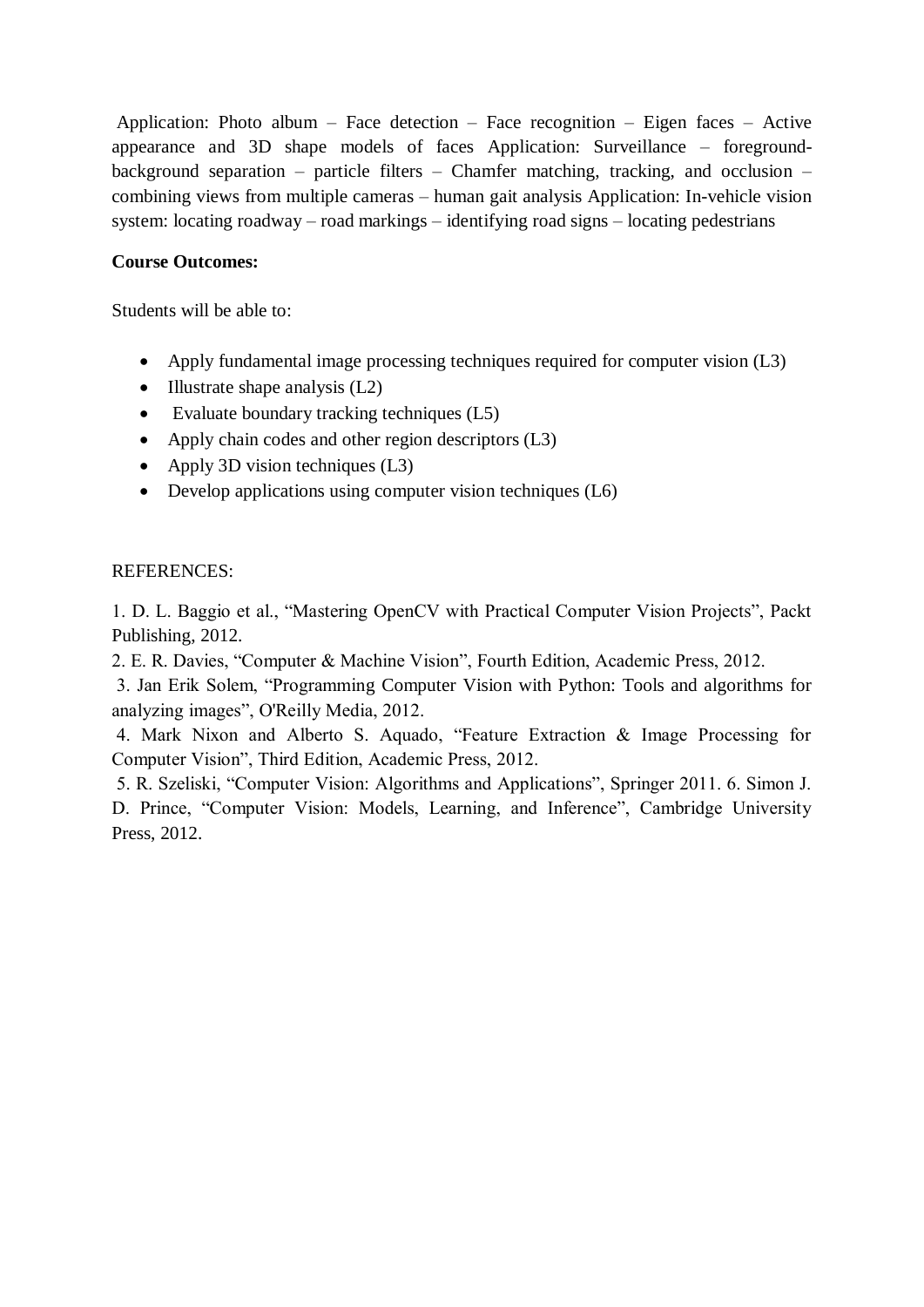Application: Photo album – Face detection – Face recognition – Eigen faces – Active appearance and 3D shape models of faces Application: Surveillance – foreground-background separation – particle filters – Chamfer matching, tracking, and occlusion – combining views from multiple cameras – human gait analysis Application: In-vehicle vision system: locating roadway – road markings – identifying road signs – locating pedestrians

**Course Outcomes:**

Students will be able to:

- Apply fundamental image processing techniques required for computer vision (L3)
- Illustrate shape analysis (L2)
- Evaluate boundary tracking techniques (L5)
- Apply chain codes and other region descriptors (L3)
- Apply 3D vision techniques (L3)
- Develop applications using computer vision techniques (L6)

REFERENCES:

1. D. L. Baggio et al., "Mastering OpenCV with Practical Computer Vision Projects", Packt Publishing, 2012.
2. E. R. Davies, "Computer & Machine Vision", Fourth Edition, Academic Press, 2012.
3. Jan Erik Solem, "Programming Computer Vision with Python: Tools and algorithms for analyzing images", O'Reilly Media, 2012.
4. Mark Nixon and Alberto S. Aquado, "Feature Extraction & Image Processing for Computer Vision", Third Edition, Academic Press, 2012.
5. R. Szeliski, "Computer Vision: Algorithms and Applications", Springer 2011. 6. Simon J. D. Prince, "Computer Vision: Models, Learning, and Inference", Cambridge University Press, 2012.